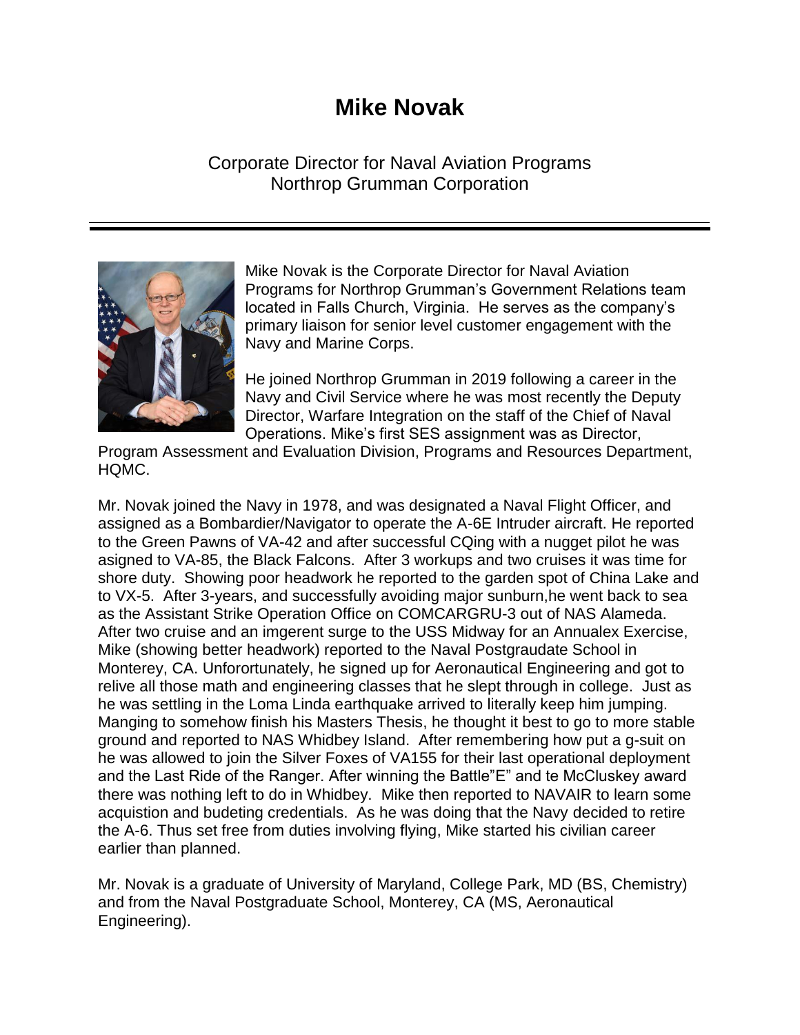# Mike Novak

Corporate Director for Naval Aviation Programs
Northrop Grumman Corporation

---

Mike Novak is the Corporate Director for Naval Aviation Programs for Northrop Grumman's Government Relations team located in Falls Church, Virginia. He serves as the company's primary liaison for senior level customer engagement with the Navy and Marine Corps.

He joined Northrop Grumman in 2019 following a career in the Navy and Civil Service where he was most recently the Deputy Director, Warfare Integration on the staff of the Chief of Naval Operations. Mike's first SES assignment was as Director, Program Assessment and Evaluation Division, Programs and Resources Department, HQMC.

Mr. Novak joined the Navy in 1978, and was designated a Naval Flight Officer, and assigned as a Bombardier/Navigator to operate the A-6E Intruder aircraft. He reported to the Green Pawns of VA-42 and after successful CQing with a nugget pilot he was asigned to VA-85, the Black Falcons. After 3 workups and two cruises it was time for shore duty. Showing poor headwork he reported to the garden spot of China Lake and to VX-5. After 3-years, and successfully avoiding major sunburn,he went back to sea as the Assistant Strike Operation Office on COMCARGRU-3 out of NAS Alameda. After two cruise and an imgerent surge to the USS Midway for an Annualex Exercise, Mike (showing better headwork) reported to the Naval Postgraudate School in Monterey, CA. Unforortunately, he signed up for Aeronautical Engineering and got to relive all those math and engineering classes that he slept through in college. Just as he was settling in the Loma Linda earthquake arrived to literally keep him jumping. Manging to somehow finish his Masters Thesis, he thought it best to go to more stable ground and reported to NAS Whidbey Island. After remembering how put a g-suit on he was allowed to join the Silver Foxes of VA155 for their last operational deployment and the Last Ride of the Ranger. After winning the Battle"E" and te McCluskey award there was nothing left to do in Whidbey. Mike then reported to NAVAIR to learn some acquistion and budeting credentials. As he was doing that the Navy decided to retire the A-6. Thus set free from duties involving flying, Mike started his civilian career earlier than planned.

Mr. Novak is a graduate of University of Maryland, College Park, MD (BS, Chemistry) and from the Naval Postgraduate School, Monterey, CA (MS, Aeronautical Engineering).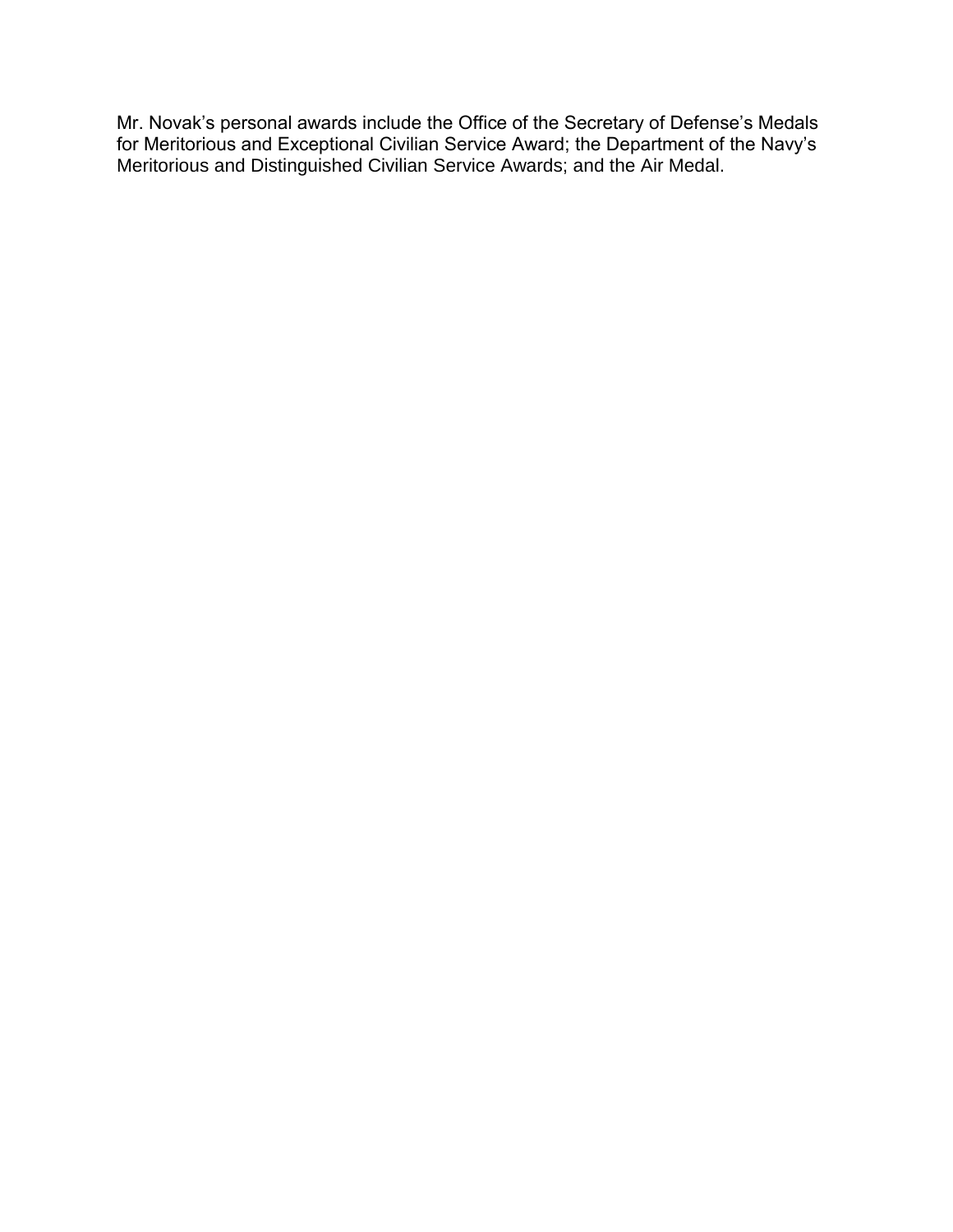Mr. Novak's personal awards include the Office of the Secretary of Defense's Medals for Meritorious and Exceptional Civilian Service Award; the Department of the Navy's Meritorious and Distinguished Civilian Service Awards; and the Air Medal.